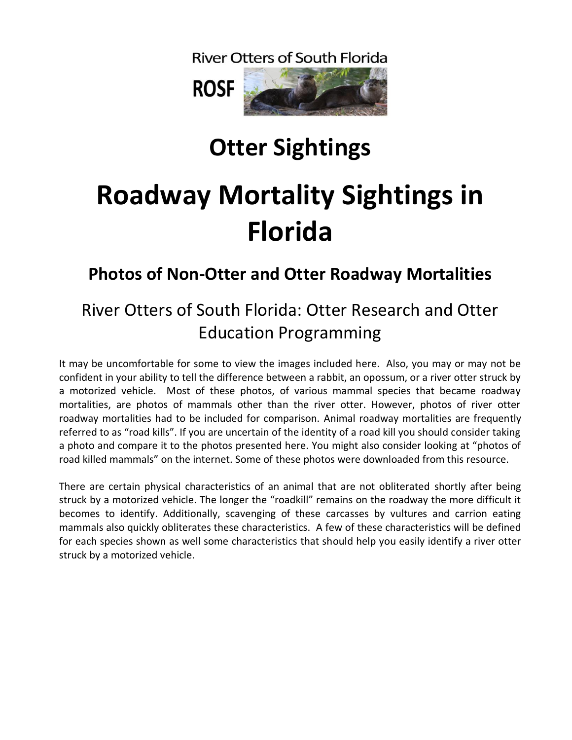River Otters of South Florida

ROSF

# Otter Sightings

# Roadway Mortality Sightings in Florida

## Photos of Non-Otter and Otter Roadway Mortalities

### River Otters of South Florida: Otter Research and Otter Education Programming

It may be uncomfortable for some to view the images included here. Also, you may or may not be confident in your ability to tell the difference between a rabbit, an opossum, or a river otter struck by a motorized vehicle. Most of these photos, of various mammal species that became roadway mortalities, are photos of mammals other than the river otter. However, photos of river otter roadway mortalities had to be included for comparison. Animal roadway mortalities are frequently referred to as "road kills". If you are uncertain of the identity of a road kill you should consider taking a photo and compare it to the photos presented here. You might also consider looking at "photos of road killed mammals" on the internet. Some of these photos were downloaded from this resource.

There are certain physical characteristics of an animal that are not obliterated shortly after being struck by a motorized vehicle. The longer the "roadkill" remains on the roadway the more difficult it becomes to identify. Additionally, scavenging of these carcasses by vultures and carrion eating mammals also quickly obliterates these characteristics. A few of these characteristics will be defined for each species shown as well some characteristics that should help you easily identify a river otter struck by a motorized vehicle.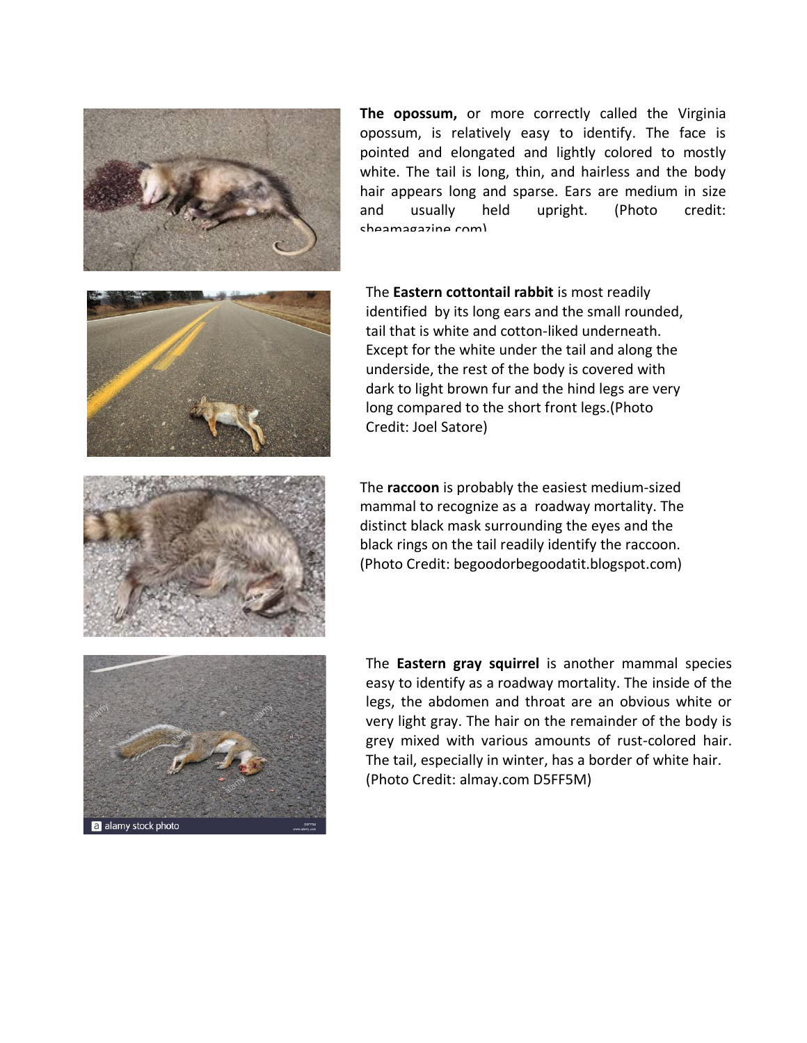**The opossum,** or more correctly called the Virginia opossum, is relatively easy to identify. The face is pointed and elongated and lightly colored to mostly white. The tail is long, thin, and hairless and the body hair appears long and sparse. Ears are medium in size and usually held upright. (Photo credit: sheamagazine.com)

The **Eastern cottontail rabbit** is most readily identified by its long ears and the small rounded, tail that is white and cotton-liked underneath. Except for the white under the tail and along the underside, the rest of the body is covered with dark to light brown fur and the hind legs are very long compared to the short front legs.(Photo Credit: Joel Satore)

The **raccoon** is probably the easiest medium-sized mammal to recognize as a roadway mortality. The distinct black mask surrounding the eyes and the black rings on the tail readily identify the raccoon. (Photo Credit: begoodorbegoodatit.blogspot.com)

The **Eastern gray squirrel** is another mammal species easy to identify as a roadway mortality. The inside of the legs, the abdomen and throat are an obvious white or very light gray. The hair on the remainder of the body is grey mixed with various amounts of rust-colored hair. The tail, especially in winter, has a border of white hair. (Photo Credit: almay.com D5FF5M)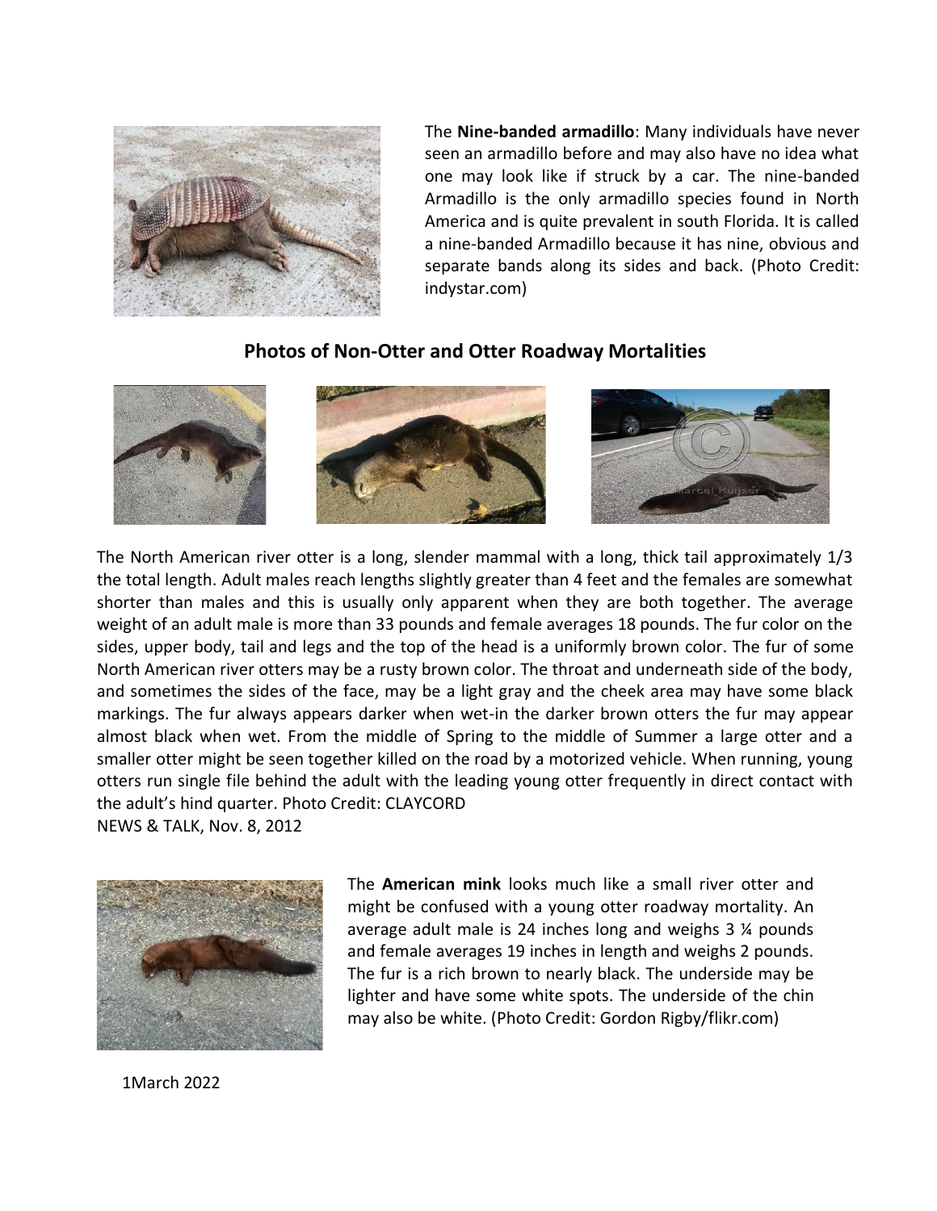The **Nine-banded armadillo**: Many individuals have never seen an armadillo before and may also have no idea what one may look like if struck by a car. The nine-banded Armadillo is the only armadillo species found in North America and is quite prevalent in south Florida. It is called a nine-banded Armadillo because it has nine, obvious and separate bands along its sides and back. (Photo Credit: indystar.com)

## Photos of Non-Otter and Otter Roadway Mortalities

The North American river otter is a long, slender mammal with a long, thick tail approximately 1/3 the total length. Adult males reach lengths slightly greater than 4 feet and the females are somewhat shorter than males and this is usually only apparent when they are both together. The average weight of an adult male is more than 33 pounds and female averages 18 pounds. The fur color on the sides, upper body, tail and legs and the top of the head is a uniformly brown color. The fur of some North American river otters may be a rusty brown color. The throat and underneath side of the body, and sometimes the sides of the face, may be a light gray and the cheek area may have some black markings. The fur always appears darker when wet-in the darker brown otters the fur may appear almost black when wet. From the middle of Spring to the middle of Summer a large otter and a smaller otter might be seen together killed on the road by a motorized vehicle. When running, young otters run single file behind the adult with the leading young otter frequently in direct contact with the adult's hind quarter. Photo Credit: CLAYCORD NEWS & TALK, Nov. 8, 2012

The **American mink** looks much like a small river otter and might be confused with a young otter roadway mortality. An average adult male is 24 inches long and weighs 3 ¼ pounds and female averages 19 inches in length and weighs 2 pounds. The fur is a rich brown to nearly black. The underside may be lighter and have some white spots. The underside of the chin may also be white. (Photo Credit: Gordon Rigby/flikr.com)

1March 2022